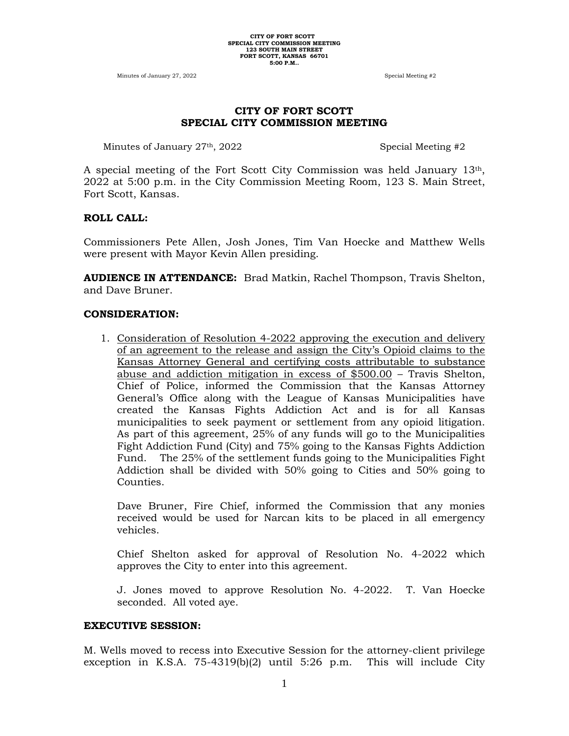# CITY OF FORT SCOTT
## SPECIAL CITY COMMISSION MEETING

Minutes of January 27th, 2022 Special Meeting #2

A special meeting of the Fort Scott City Commission was held January 13th, 2022 at 5:00 p.m. in the City Commission Meeting Room, 123 S. Main Street, Fort Scott, Kansas.

**ROLL CALL:**

Commissioners Pete Allen, Josh Jones, Tim Van Hoecke and Matthew Wells were present with Mayor Kevin Allen presiding.

**AUDIENCE IN ATTENDANCE:** Brad Matkin, Rachel Thompson, Travis Shelton, and Dave Bruner.

**CONSIDERATION:**

1. Consideration of Resolution 4-2022 approving the execution and delivery of an agreement to the release and assign the City's Opioid claims to the Kansas Attorney General and certifying costs attributable to substance abuse and addiction mitigation in excess of $500.00 – Travis Shelton, Chief of Police, informed the Commission that the Kansas Attorney General's Office along with the League of Kansas Municipalities have created the Kansas Fights Addiction Act and is for all Kansas municipalities to seek payment or settlement from any opioid litigation. As part of this agreement, 25% of any funds will go to the Municipalities Fight Addiction Fund (City) and 75% going to the Kansas Fights Addiction Fund. The 25% of the settlement funds going to the Municipalities Fight Addiction shall be divided with 50% going to Cities and 50% going to Counties.

   Dave Bruner, Fire Chief, informed the Commission that any monies received would be used for Narcan kits to be placed in all emergency vehicles.

   Chief Shelton asked for approval of Resolution No. 4-2022 which approves the City to enter into this agreement.

   J. Jones moved to approve Resolution No. 4-2022. T. Van Hoecke seconded. All voted aye.

**EXECUTIVE SESSION:**

M. Wells moved to recess into Executive Session for the attorney-client privilege exception in K.S.A. 75-4319(b)(2) until 5:26 p.m. This will include City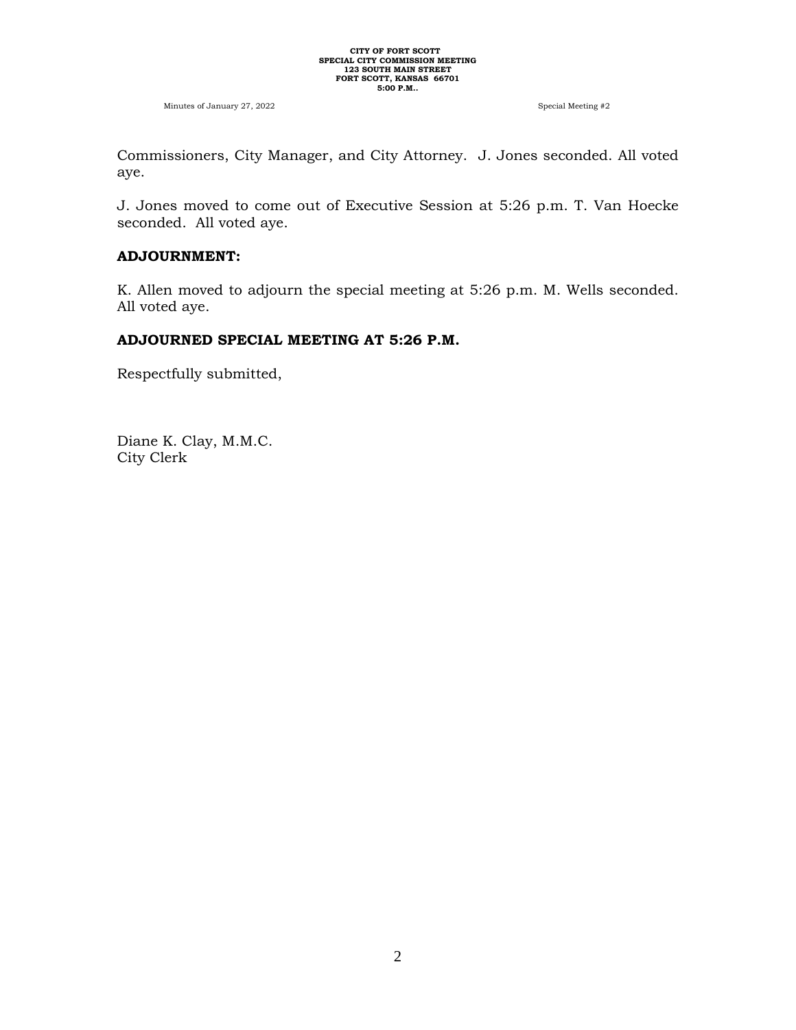Commissioners, City Manager, and City Attorney. J. Jones seconded. All voted aye.

J. Jones moved to come out of Executive Session at 5:26 p.m. T. Van Hoecke seconded. All voted aye.

**ADJOURNMENT:**

K. Allen moved to adjourn the special meeting at 5:26 p.m. M. Wells seconded. All voted aye.

**ADJOURNED SPECIAL MEETING AT 5:26 P.M.**

Respectfully submitted,

Diane K. Clay, M.M.C.
City Clerk